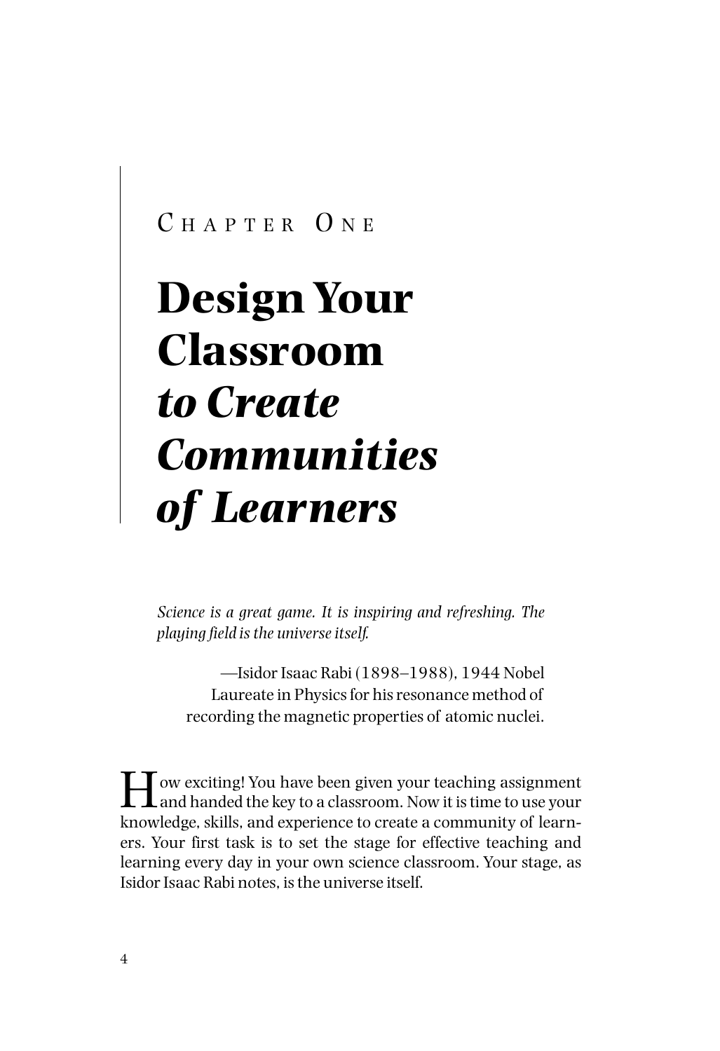CHAPTER ONE

# Design Your Classroom *to Create Communities of Learners*

*Science is a great game. It is inspiring and refreshing. The playing field is the universe itself.*

—Isidor Isaac Rabi (1898–1988), 1944 Nobel Laureate in Physics for his resonance method of recording the magnetic properties of atomic nuclei.

How exciting! You have been given your teaching assignment and handed the key to a classroom. Now it is time to use your knowledge, skills, and experience to create a community of learners. Your first task is to set the stage for effective teaching and learning every day in your own science classroom. Your stage, as Isidor Isaac Rabi notes, is the universe itself.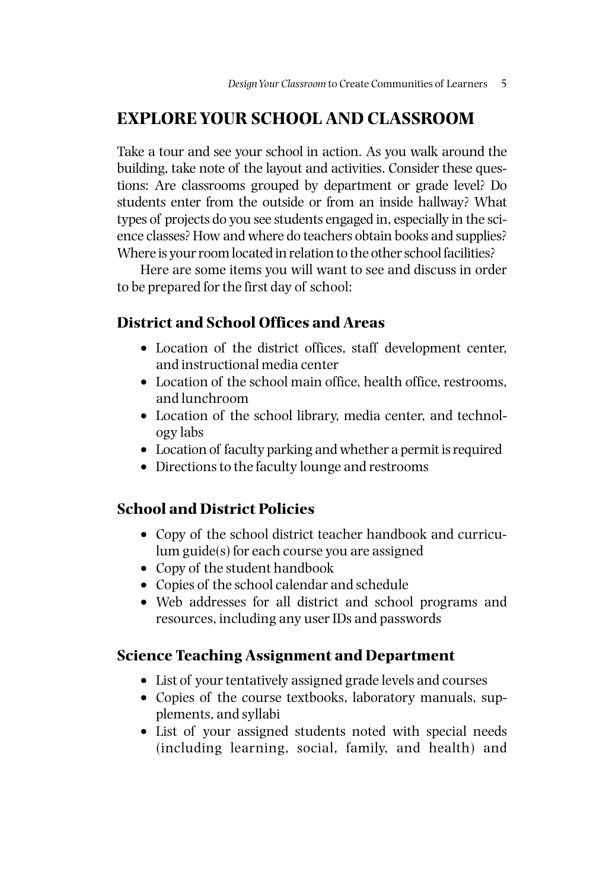## EXPLORE YOUR SCHOOL AND CLASSROOM

Take a tour and see your school in action. As you walk around the building, take note of the layout and activities. Consider these questions: Are classrooms grouped by department or grade level? Do students enter from the outside or from an inside hallway? What types of projects do you see students engaged in, especially in the science classes? How and where do teachers obtain books and supplies? Where is your room located in relation to the other school facilities?

Here are some items you will want to see and discuss in order to be prepared for the first day of school:

### District and School Offices and Areas

- Location of the district offices, staff development center, and instructional media center
- Location of the school main office, health office, restrooms, and lunchroom
- Location of the school library, media center, and technology labs
- Location of faculty parking and whether a permit is required
- Directions to the faculty lounge and restrooms

### School and District Policies

- Copy of the school district teacher handbook and curriculum guide(s) for each course you are assigned
- Copy of the student handbook
- Copies of the school calendar and schedule
- Web addresses for all district and school programs and resources, including any user IDs and passwords

### Science Teaching Assignment and Department

- List of your tentatively assigned grade levels and courses
- Copies of the course textbooks, laboratory manuals, supplements, and syllabi
- List of your assigned students noted with special needs (including learning, social, family, and health) and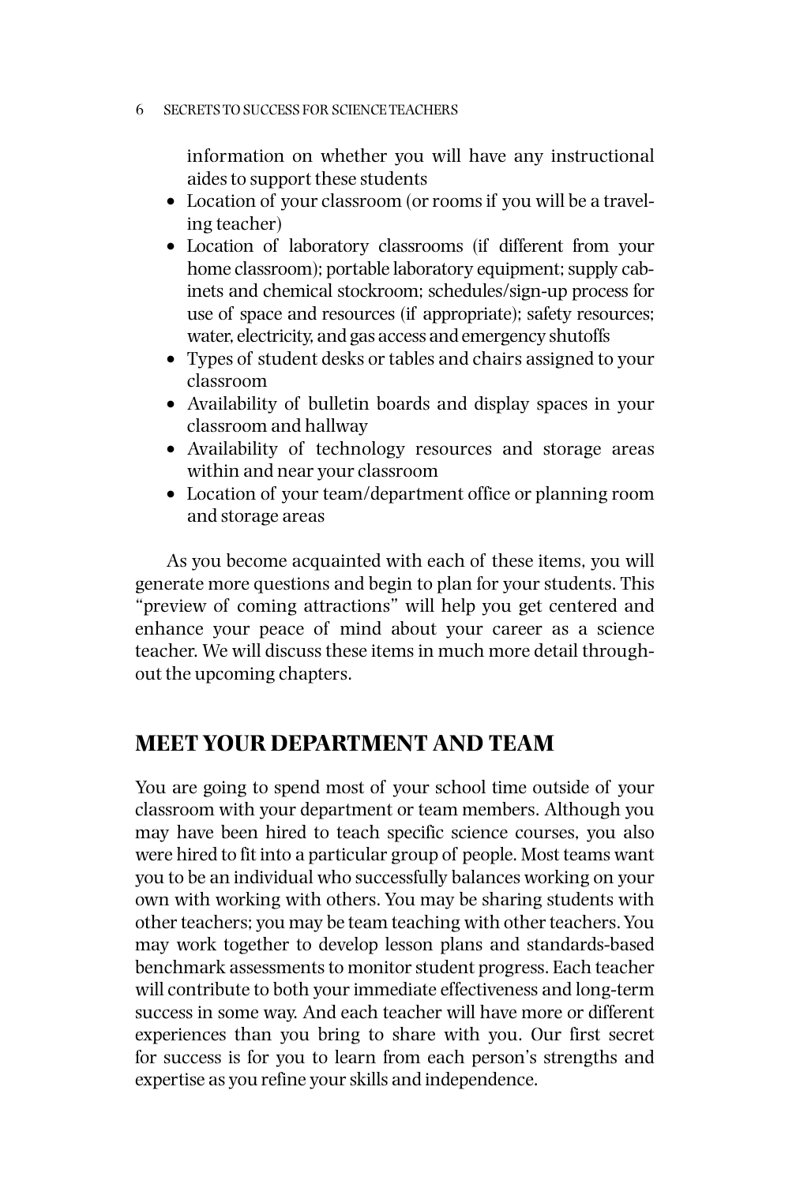information on whether you will have any instructional aides to support these students

- Location of your classroom (or rooms if you will be a traveling teacher)
- Location of laboratory classrooms (if different from your home classroom); portable laboratory equipment; supply cabinets and chemical stockroom; schedules/sign-up process for use of space and resources (if appropriate); safety resources; water, electricity, and gas access and emergency shutoffs
- Types of student desks or tables and chairs assigned to your classroom
- Availability of bulletin boards and display spaces in your classroom and hallway
- Availability of technology resources and storage areas within and near your classroom
- Location of your team/department office or planning room and storage areas

As you become acquainted with each of these items, you will generate more questions and begin to plan for your students. This "preview of coming attractions" will help you get centered and enhance your peace of mind about your career as a science teacher. We will discuss these items in much more detail throughout the upcoming chapters.

## MEET YOUR DEPARTMENT AND TEAM

You are going to spend most of your school time outside of your classroom with your department or team members. Although you may have been hired to teach specific science courses, you also were hired to fit into a particular group of people. Most teams want you to be an individual who successfully balances working on your own with working with others. You may be sharing students with other teachers; you may be team teaching with other teachers. You may work together to develop lesson plans and standards-based benchmark assessments to monitor student progress. Each teacher will contribute to both your immediate effectiveness and long-term success in some way. And each teacher will have more or different experiences than you bring to share with you. Our first secret for success is for you to learn from each person's strengths and expertise as you refine your skills and independence.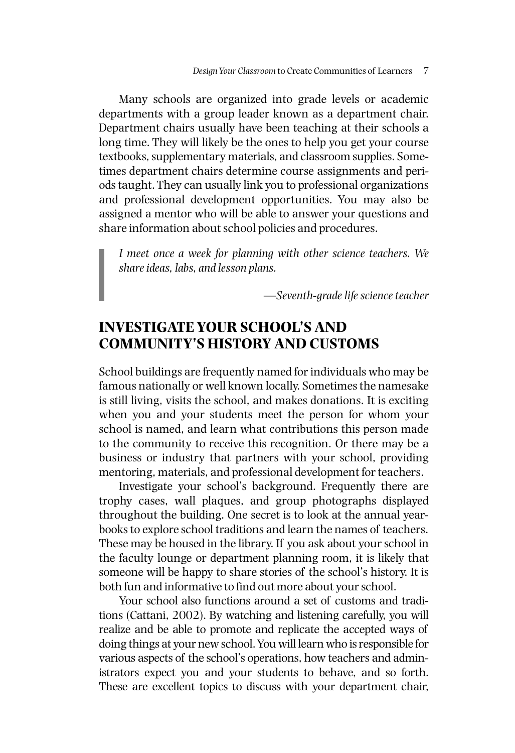Many schools are organized into grade levels or academic departments with a group leader known as a department chair. Department chairs usually have been teaching at their schools a long time. They will likely be the ones to help you get your course textbooks, supplementary materials, and classroom supplies. Sometimes department chairs determine course assignments and periods taught. They can usually link you to professional organizations and professional development opportunities. You may also be assigned a mentor who will be able to answer your questions and share information about school policies and procedures.

> *I meet once a week for planning with other science teachers. We share ideas, labs, and lesson plans.*
>
> —*Seventh-grade life science teacher*

## INVESTIGATE YOUR SCHOOL'S AND COMMUNITY'S HISTORY AND CUSTOMS

School buildings are frequently named for individuals who may be famous nationally or well known locally. Sometimes the namesake is still living, visits the school, and makes donations. It is exciting when you and your students meet the person for whom your school is named, and learn what contributions this person made to the community to receive this recognition. Or there may be a business or industry that partners with your school, providing mentoring, materials, and professional development for teachers.

Investigate your school's background. Frequently there are trophy cases, wall plaques, and group photographs displayed throughout the building. One secret is to look at the annual yearbooks to explore school traditions and learn the names of teachers. These may be housed in the library. If you ask about your school in the faculty lounge or department planning room, it is likely that someone will be happy to share stories of the school's history. It is both fun and informative to find out more about your school.

Your school also functions around a set of customs and traditions (Cattani, 2002). By watching and listening carefully, you will realize and be able to promote and replicate the accepted ways of doing things at your new school. You will learn who is responsible for various aspects of the school's operations, how teachers and administrators expect you and your students to behave, and so forth. These are excellent topics to discuss with your department chair,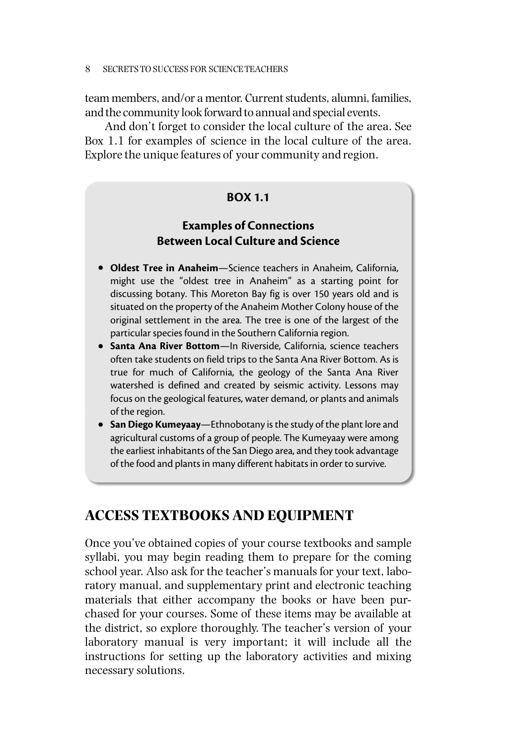team members, and/or a mentor. Current students, alumni, families, and the community look forward to annual and special events.

And don't forget to consider the local culture of the area. See Box 1.1 for examples of science in the local culture of the area. Explore the unique features of your community and region.

> **BOX 1.1**
>
> **Examples of Connections Between Local Culture and Science**
>
> - **Oldest Tree in Anaheim**—Science teachers in Anaheim, California, might use the "oldest tree in Anaheim" as a starting point for discussing botany. This Moreton Bay fig is over 150 years old and is situated on the property of the Anaheim Mother Colony house of the original settlement in the area. The tree is one of the largest of the particular species found in the Southern California region.
> - **Santa Ana River Bottom**—In Riverside, California, science teachers often take students on field trips to the Santa Ana River Bottom. As is true for much of California, the geology of the Santa Ana River watershed is defined and created by seismic activity. Lessons may focus on the geological features, water demand, or plants and animals of the region.
> - **San Diego Kumeyaay**—Ethnobotany is the study of the plant lore and agricultural customs of a group of people. The Kumeyaay were among the earliest inhabitants of the San Diego area, and they took advantage of the food and plants in many different habitats in order to survive.

## ACCESS TEXTBOOKS AND EQUIPMENT

Once you've obtained copies of your course textbooks and sample syllabi, you may begin reading them to prepare for the coming school year. Also ask for the teacher's manuals for your text, laboratory manual, and supplementary print and electronic teaching materials that either accompany the books or have been purchased for your courses. Some of these items may be available at the district, so explore thoroughly. The teacher's version of your laboratory manual is very important; it will include all the instructions for setting up the laboratory activities and mixing necessary solutions.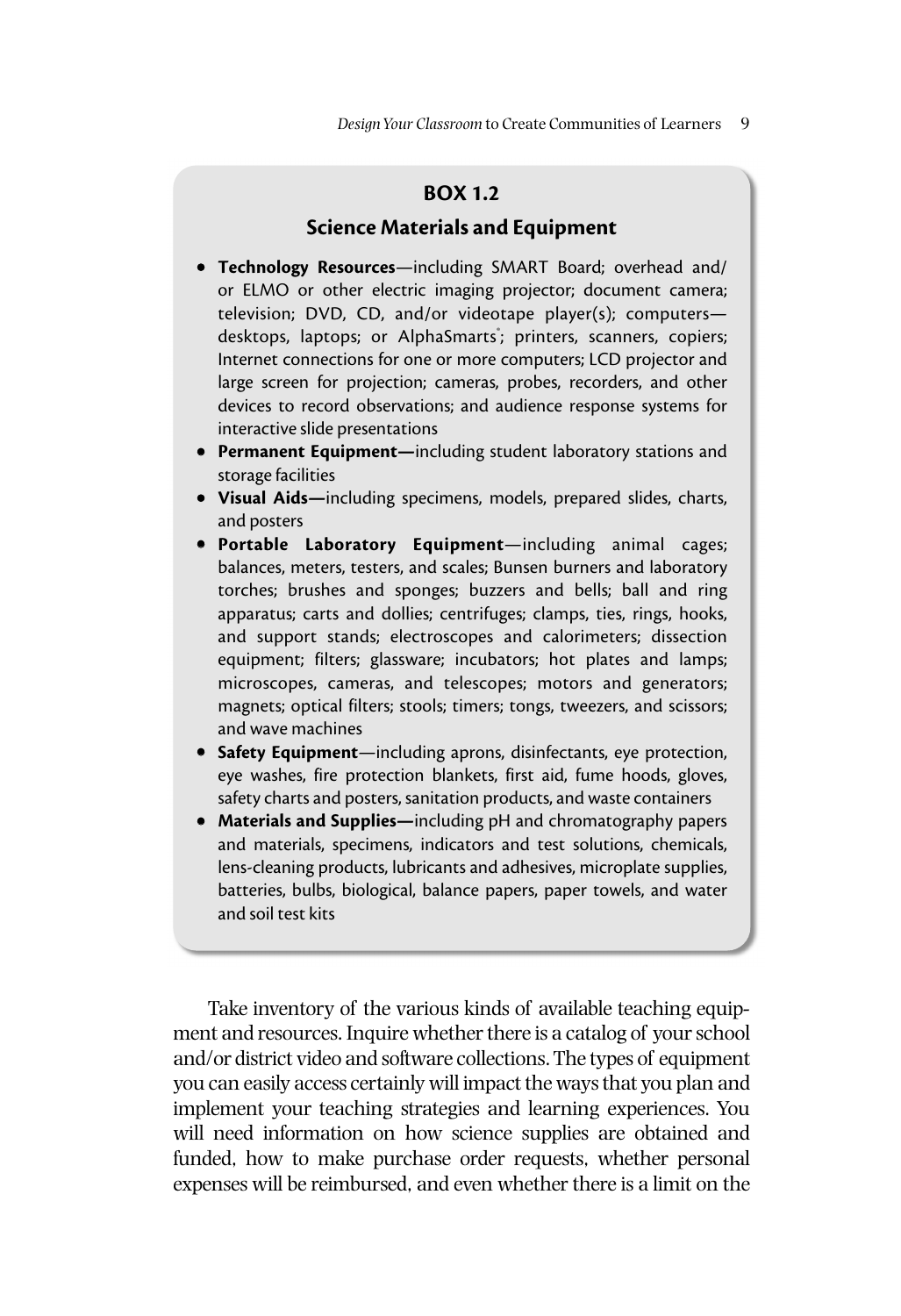**BOX 1.2**

**Science Materials and Equipment**

- **Technology Resources**—including SMART Board; overhead and/or ELMO or other electric imaging projector; document camera; television; DVD, CD, and/or videotape player(s); computers—desktops, laptops; or AlphaSmarts®; printers, scanners, copiers; Internet connections for one or more computers; LCD projector and large screen for projection; cameras, probes, recorders, and other devices to record observations; and audience response systems for interactive slide presentations
- **Permanent Equipment—**including student laboratory stations and storage facilities
- **Visual Aids—**including specimens, models, prepared slides, charts, and posters
- **Portable Laboratory Equipment**—including animal cages; balances, meters, testers, and scales; Bunsen burners and laboratory torches; brushes and sponges; buzzers and bells; ball and ring apparatus; carts and dollies; centrifuges; clamps, ties, rings, hooks, and support stands; electroscopes and calorimeters; dissection equipment; filters; glassware; incubators; hot plates and lamps; microscopes, cameras, and telescopes; motors and generators; magnets; optical filters; stools; timers; tongs, tweezers, and scissors; and wave machines
- **Safety Equipment**—including aprons, disinfectants, eye protection, eye washes, fire protection blankets, first aid, fume hoods, gloves, safety charts and posters, sanitation products, and waste containers
- **Materials and Supplies—**including pH and chromatography papers and materials, specimens, indicators and test solutions, chemicals, lens-cleaning products, lubricants and adhesives, microplate supplies, batteries, bulbs, biological, balance papers, paper towels, and water and soil test kits

Take inventory of the various kinds of available teaching equipment and resources. Inquire whether there is a catalog of your school and/or district video and software collections. The types of equipment you can easily access certainly will impact the ways that you plan and implement your teaching strategies and learning experiences. You will need information on how science supplies are obtained and funded, how to make purchase order requests, whether personal expenses will be reimbursed, and even whether there is a limit on the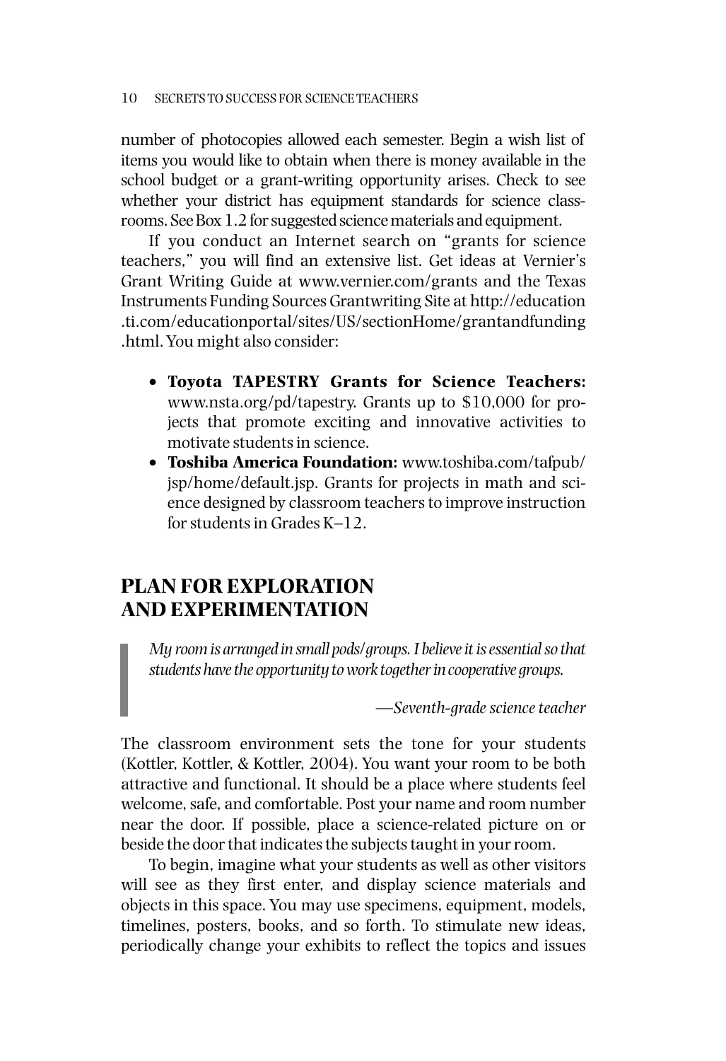number of photocopies allowed each semester. Begin a wish list of items you would like to obtain when there is money available in the school budget or a grant-writing opportunity arises. Check to see whether your district has equipment standards for science classrooms. See Box 1.2 for suggested science materials and equipment.

If you conduct an Internet search on "grants for science teachers," you will find an extensive list. Get ideas at Vernier's Grant Writing Guide at www.vernier.com/grants and the Texas Instruments Funding Sources Grantwriting Site at http://education.ti.com/educationportal/sites/US/sectionHome/grantandfunding.html. You might also consider:

- **Toyota TAPESTRY Grants for Science Teachers:** www.nsta.org/pd/tapestry. Grants up to $10,000 for projects that promote exciting and innovative activities to motivate students in science.
- **Toshiba America Foundation:** www.toshiba.com/tafpub/jsp/home/default.jsp. Grants for projects in math and science designed by classroom teachers to improve instruction for students in Grades K–12.

## PLAN FOR EXPLORATION AND EXPERIMENTATION

> *My room is arranged in small pods/groups. I believe it is essential so that students have the opportunity to work together in cooperative groups.*
>
> —*Seventh-grade science teacher*

The classroom environment sets the tone for your students (Kottler, Kottler, & Kottler, 2004). You want your room to be both attractive and functional. It should be a place where students feel welcome, safe, and comfortable. Post your name and room number near the door. If possible, place a science-related picture on or beside the door that indicates the subjects taught in your room.

To begin, imagine what your students as well as other visitors will see as they first enter, and display science materials and objects in this space. You may use specimens, equipment, models, timelines, posters, books, and so forth. To stimulate new ideas, periodically change your exhibits to reflect the topics and issues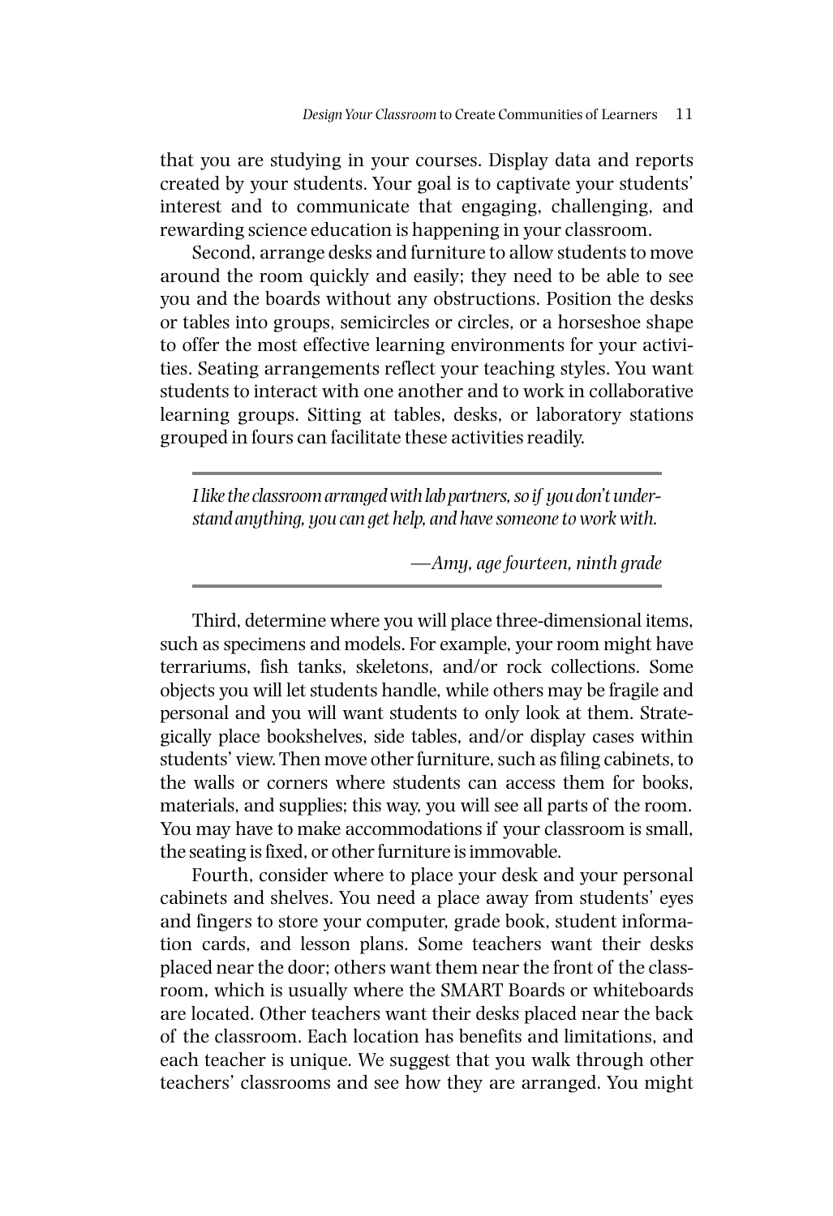that you are studying in your courses. Display data and reports created by your students. Your goal is to captivate your students' interest and to communicate that engaging, challenging, and rewarding science education is happening in your classroom.

Second, arrange desks and furniture to allow students to move around the room quickly and easily; they need to be able to see you and the boards without any obstructions. Position the desks or tables into groups, semicircles or circles, or a horseshoe shape to offer the most effective learning environments for your activities. Seating arrangements reflect your teaching styles. You want students to interact with one another and to work in collaborative learning groups. Sitting at tables, desks, or laboratory stations grouped in fours can facilitate these activities readily.

> *I like the classroom arranged with lab partners, so if you don't understand anything, you can get help, and have someone to work with.*
>
> —*Amy, age fourteen, ninth grade*

Third, determine where you will place three-dimensional items, such as specimens and models. For example, your room might have terrariums, fish tanks, skeletons, and/or rock collections. Some objects you will let students handle, while others may be fragile and personal and you will want students to only look at them. Strategically place bookshelves, side tables, and/or display cases within students' view. Then move other furniture, such as filing cabinets, to the walls or corners where students can access them for books, materials, and supplies; this way, you will see all parts of the room. You may have to make accommodations if your classroom is small, the seating is fixed, or other furniture is immovable.

Fourth, consider where to place your desk and your personal cabinets and shelves. You need a place away from students' eyes and fingers to store your computer, grade book, student information cards, and lesson plans. Some teachers want their desks placed near the door; others want them near the front of the classroom, which is usually where the SMART Boards or whiteboards are located. Other teachers want their desks placed near the back of the classroom. Each location has benefits and limitations, and each teacher is unique. We suggest that you walk through other teachers' classrooms and see how they are arranged. You might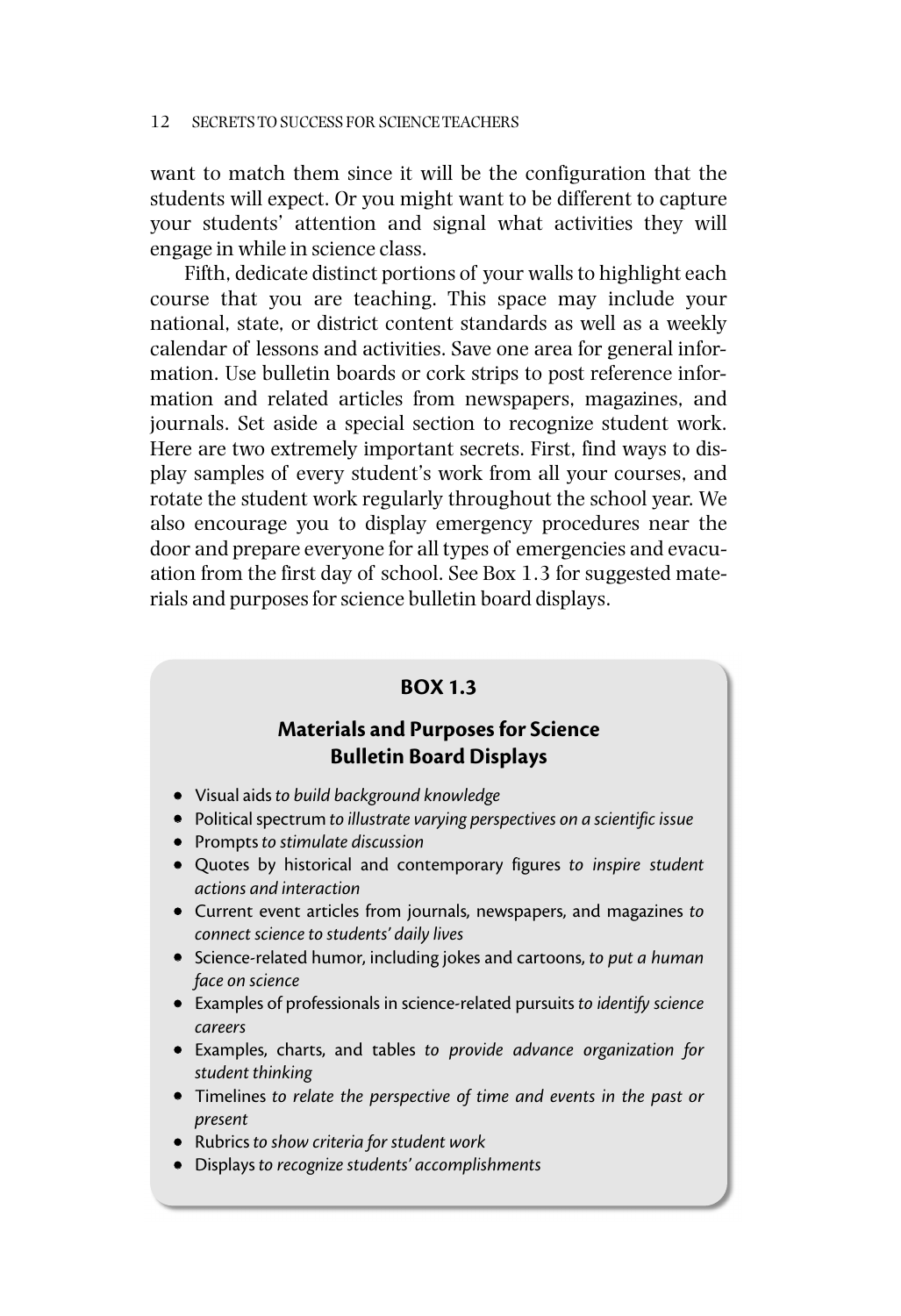want to match them since it will be the configuration that the students will expect. Or you might want to be different to capture your students' attention and signal what activities they will engage in while in science class.

Fifth, dedicate distinct portions of your walls to highlight each course that you are teaching. This space may include your national, state, or district content standards as well as a weekly calendar of lessons and activities. Save one area for general information. Use bulletin boards or cork strips to post reference information and related articles from newspapers, magazines, and journals. Set aside a special section to recognize student work. Here are two extremely important secrets. First, find ways to display samples of every student's work from all your courses, and rotate the student work regularly throughout the school year. We also encourage you to display emergency procedures near the door and prepare everyone for all types of emergencies and evacuation from the first day of school. See Box 1.3 for suggested materials and purposes for science bulletin board displays.

**BOX 1.3**

**Materials and Purposes for Science Bulletin Board Displays**

- Visual aids *to build background knowledge*
- Political spectrum *to illustrate varying perspectives on a scientific issue*
- Prompts *to stimulate discussion*
- Quotes by historical and contemporary figures *to inspire student actions and interaction*
- Current event articles from journals, newspapers, and magazines *to connect science to students' daily lives*
- Science-related humor, including jokes and cartoons, *to put a human face on science*
- Examples of professionals in science-related pursuits *to identify science careers*
- Examples, charts, and tables *to provide advance organization for student thinking*
- Timelines *to relate the perspective of time and events in the past or present*
- Rubrics *to show criteria for student work*
- Displays *to recognize students' accomplishments*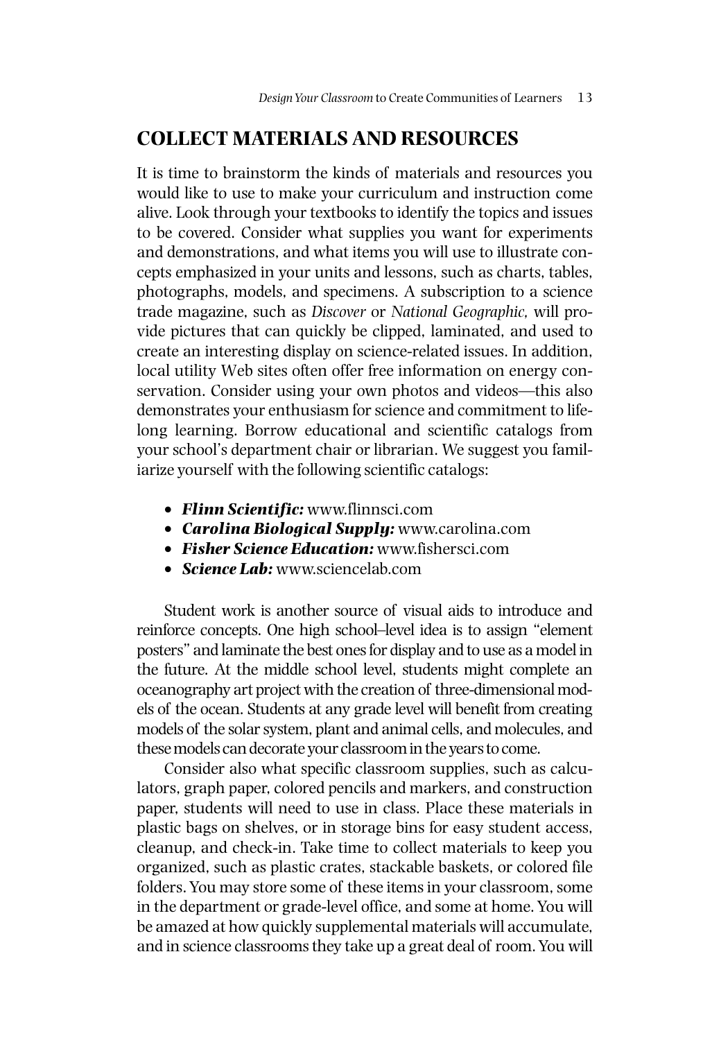## COLLECT MATERIALS AND RESOURCES

It is time to brainstorm the kinds of materials and resources you would like to use to make your curriculum and instruction come alive. Look through your textbooks to identify the topics and issues to be covered. Consider what supplies you want for experiments and demonstrations, and what items you will use to illustrate concepts emphasized in your units and lessons, such as charts, tables, photographs, models, and specimens. A subscription to a science trade magazine, such as *Discover* or *National Geographic,* will provide pictures that can quickly be clipped, laminated, and used to create an interesting display on science-related issues. In addition, local utility Web sites often offer free information on energy conservation. Consider using your own photos and videos—this also demonstrates your enthusiasm for science and commitment to lifelong learning. Borrow educational and scientific catalogs from your school's department chair or librarian. We suggest you familiarize yourself with the following scientific catalogs:

- ***Flinn Scientific:*** www.flinnsci.com
- ***Carolina Biological Supply:*** www.carolina.com
- ***Fisher Science Education:*** www.fishersci.com
- ***Science Lab:*** www.sciencelab.com

Student work is another source of visual aids to introduce and reinforce concepts. One high school–level idea is to assign "element posters" and laminate the best ones for display and to use as a model in the future. At the middle school level, students might complete an oceanography art project with the creation of three-dimensional models of the ocean. Students at any grade level will benefit from creating models of the solar system, plant and animal cells, and molecules, and these models can decorate your classroom in the years to come.

Consider also what specific classroom supplies, such as calculators, graph paper, colored pencils and markers, and construction paper, students will need to use in class. Place these materials in plastic bags on shelves, or in storage bins for easy student access, cleanup, and check-in. Take time to collect materials to keep you organized, such as plastic crates, stackable baskets, or colored file folders. You may store some of these items in your classroom, some in the department or grade-level office, and some at home. You will be amazed at how quickly supplemental materials will accumulate, and in science classrooms they take up a great deal of room. You will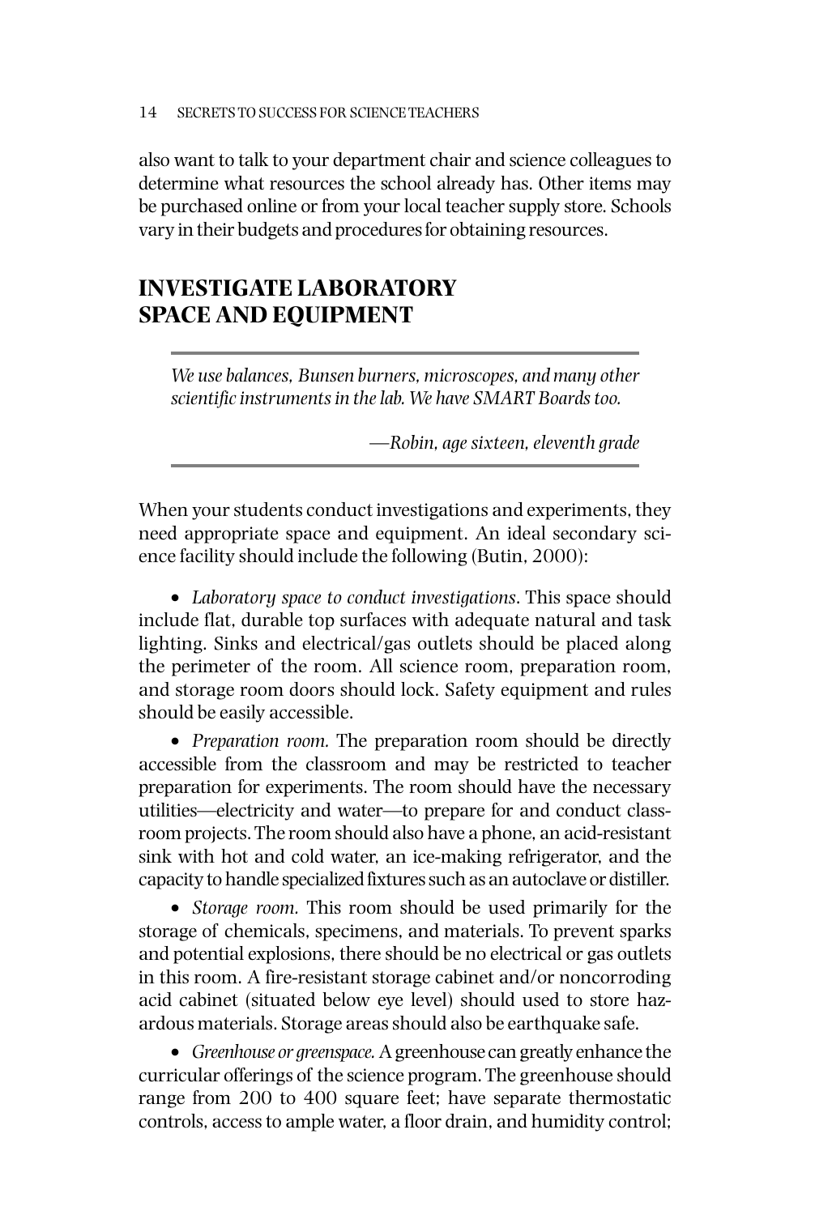also want to talk to your department chair and science colleagues to determine what resources the school already has. Other items may be purchased online or from your local teacher supply store. Schools vary in their budgets and procedures for obtaining resources.

## INVESTIGATE LABORATORY SPACE AND EQUIPMENT

> *We use balances, Bunsen burners, microscopes, and many other scientific instruments in the lab. We have SMART Boards too.*
>
> —*Robin, age sixteen, eleventh grade*

When your students conduct investigations and experiments, they need appropriate space and equipment. An ideal secondary science facility should include the following (Butin, 2000):

- *Laboratory space to conduct investigations*. This space should include flat, durable top surfaces with adequate natural and task lighting. Sinks and electrical/gas outlets should be placed along the perimeter of the room. All science room, preparation room, and storage room doors should lock. Safety equipment and rules should be easily accessible.

- *Preparation room.* The preparation room should be directly accessible from the classroom and may be restricted to teacher preparation for experiments. The room should have the necessary utilities—electricity and water—to prepare for and conduct classroom projects. The room should also have a phone, an acid-resistant sink with hot and cold water, an ice-making refrigerator, and the capacity to handle specialized fixtures such as an autoclave or distiller.

- *Storage room.* This room should be used primarily for the storage of chemicals, specimens, and materials. To prevent sparks and potential explosions, there should be no electrical or gas outlets in this room. A fire-resistant storage cabinet and/or noncorroding acid cabinet (situated below eye level) should used to store hazardous materials. Storage areas should also be earthquake safe.

- *Greenhouse or greenspace.* A greenhouse can greatly enhance the curricular offerings of the science program. The greenhouse should range from 200 to 400 square feet; have separate thermostatic controls, access to ample water, a floor drain, and humidity control;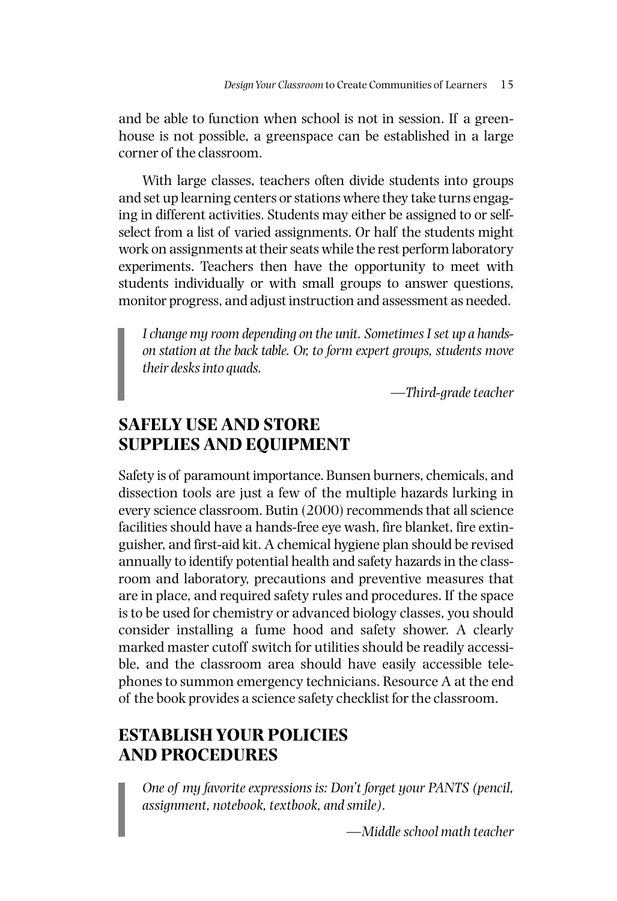and be able to function when school is not in session. If a greenhouse is not possible, a greenspace can be established in a large corner of the classroom.

With large classes, teachers often divide students into groups and set up learning centers or stations where they take turns engaging in different activities. Students may either be assigned to or self-select from a list of varied assignments. Or half the students might work on assignments at their seats while the rest perform laboratory experiments. Teachers then have the opportunity to meet with students individually or with small groups to answer questions, monitor progress, and adjust instruction and assessment as needed.

> *I change my room depending on the unit. Sometimes I set up a hands-on station at the back table. Or, to form expert groups, students move their desks into quads.*
>
> —*Third-grade teacher*

## SAFELY USE AND STORE SUPPLIES AND EQUIPMENT

Safety is of paramount importance. Bunsen burners, chemicals, and dissection tools are just a few of the multiple hazards lurking in every science classroom. Butin (2000) recommends that all science facilities should have a hands-free eye wash, fire blanket, fire extinguisher, and first-aid kit. A chemical hygiene plan should be revised annually to identify potential health and safety hazards in the classroom and laboratory, precautions and preventive measures that are in place, and required safety rules and procedures. If the space is to be used for chemistry or advanced biology classes, you should consider installing a fume hood and safety shower. A clearly marked master cutoff switch for utilities should be readily accessible, and the classroom area should have easily accessible telephones to summon emergency technicians. Resource A at the end of the book provides a science safety checklist for the classroom.

## ESTABLISH YOUR POLICIES AND PROCEDURES

> *One of my favorite expressions is: Don't forget your PANTS (pencil, assignment, notebook, textbook, and smile).*
>
> —*Middle school math teacher*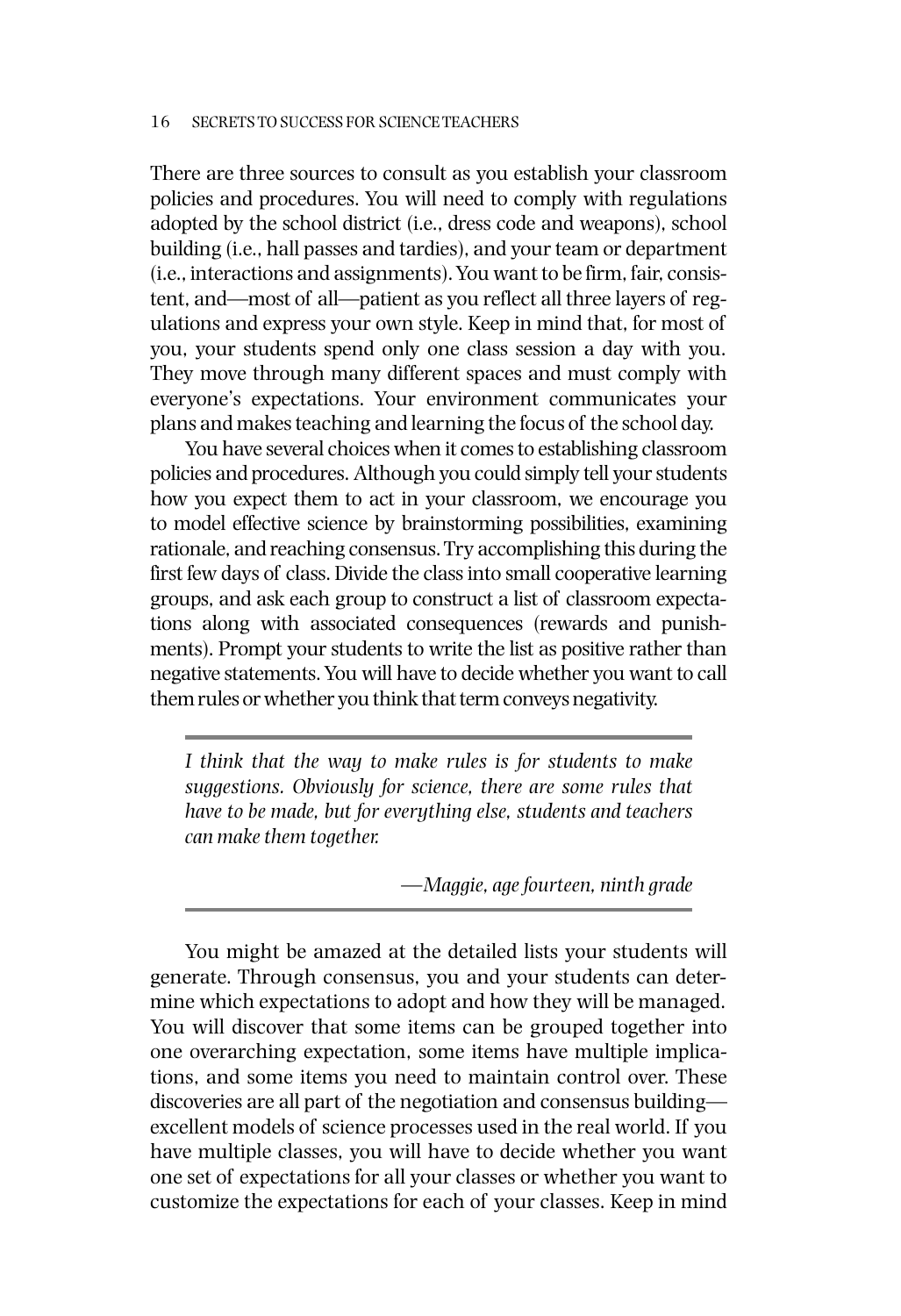There are three sources to consult as you establish your classroom policies and procedures. You will need to comply with regulations adopted by the school district (i.e., dress code and weapons), school building (i.e., hall passes and tardies), and your team or department (i.e., interactions and assignments). You want to be firm, fair, consistent, and—most of all—patient as you reflect all three layers of regulations and express your own style. Keep in mind that, for most of you, your students spend only one class session a day with you. They move through many different spaces and must comply with everyone's expectations. Your environment communicates your plans and makes teaching and learning the focus of the school day.

You have several choices when it comes to establishing classroom policies and procedures. Although you could simply tell your students how you expect them to act in your classroom, we encourage you to model effective science by brainstorming possibilities, examining rationale, and reaching consensus. Try accomplishing this during the first few days of class. Divide the class into small cooperative learning groups, and ask each group to construct a list of classroom expectations along with associated consequences (rewards and punishments). Prompt your students to write the list as positive rather than negative statements. You will have to decide whether you want to call them rules or whether you think that term conveys negativity.

> *I think that the way to make rules is for students to make suggestions. Obviously for science, there are some rules that have to be made, but for everything else, students and teachers can make them together.*
>
> —*Maggie, age fourteen, ninth grade*

You might be amazed at the detailed lists your students will generate. Through consensus, you and your students can determine which expectations to adopt and how they will be managed. You will discover that some items can be grouped together into one overarching expectation, some items have multiple implications, and some items you need to maintain control over. These discoveries are all part of the negotiation and consensus building—excellent models of science processes used in the real world. If you have multiple classes, you will have to decide whether you want one set of expectations for all your classes or whether you want to customize the expectations for each of your classes. Keep in mind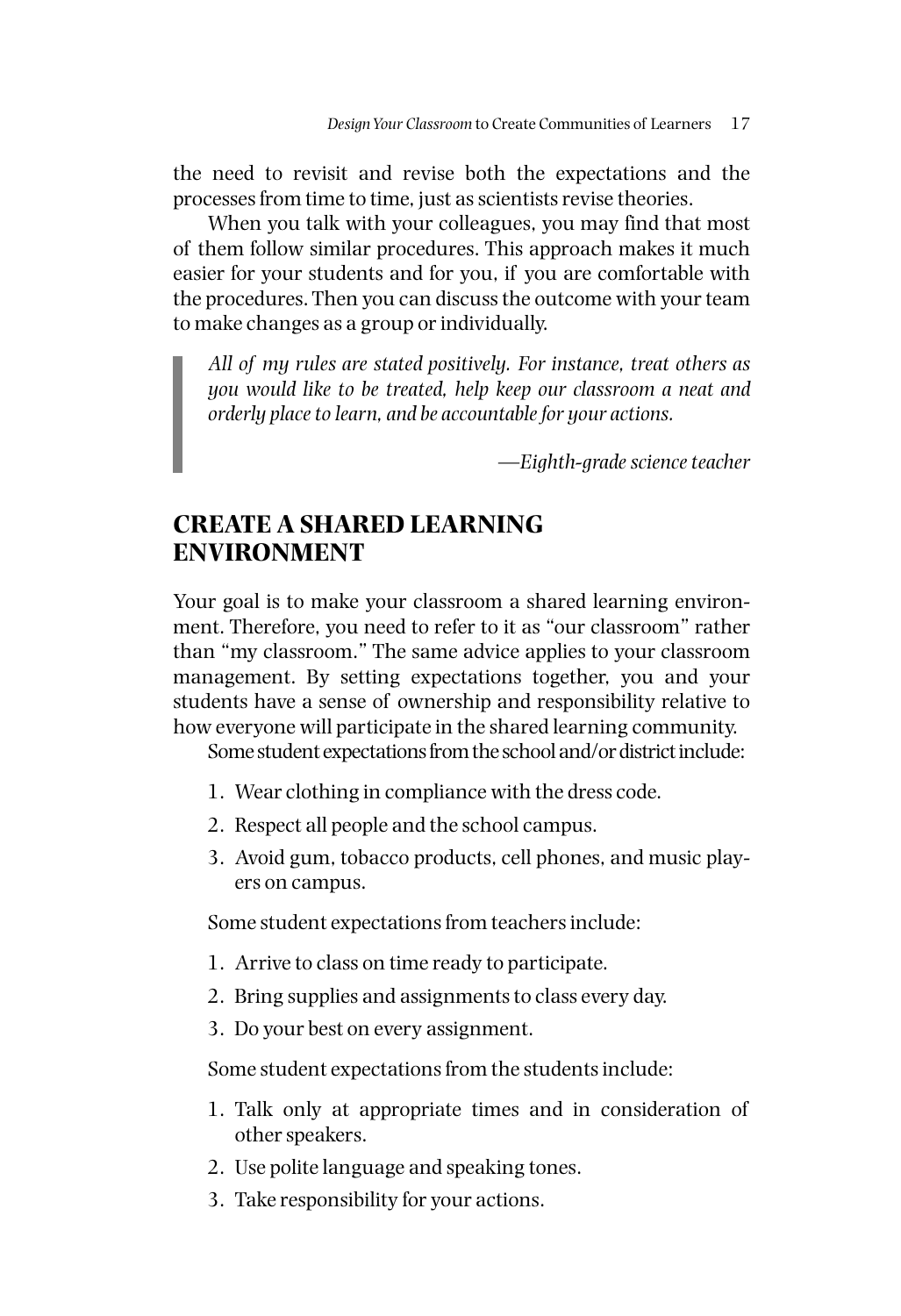the need to revisit and revise both the expectations and the processes from time to time, just as scientists revise theories.

When you talk with your colleagues, you may find that most of them follow similar procedures. This approach makes it much easier for your students and for you, if you are comfortable with the procedures. Then you can discuss the outcome with your team to make changes as a group or individually.

> *All of my rules are stated positively. For instance, treat others as you would like to be treated, help keep our classroom a neat and orderly place to learn, and be accountable for your actions.*
>
> —*Eighth-grade science teacher*

## CREATE A SHARED LEARNING ENVIRONMENT

Your goal is to make your classroom a shared learning environment. Therefore, you need to refer to it as "our classroom" rather than "my classroom." The same advice applies to your classroom management. By setting expectations together, you and your students have a sense of ownership and responsibility relative to how everyone will participate in the shared learning community.

Some student expectations from the school and/or district include:

1. Wear clothing in compliance with the dress code.
2. Respect all people and the school campus.
3. Avoid gum, tobacco products, cell phones, and music players on campus.

Some student expectations from teachers include:

1. Arrive to class on time ready to participate.
2. Bring supplies and assignments to class every day.
3. Do your best on every assignment.

Some student expectations from the students include:

1. Talk only at appropriate times and in consideration of other speakers.
2. Use polite language and speaking tones.
3. Take responsibility for your actions.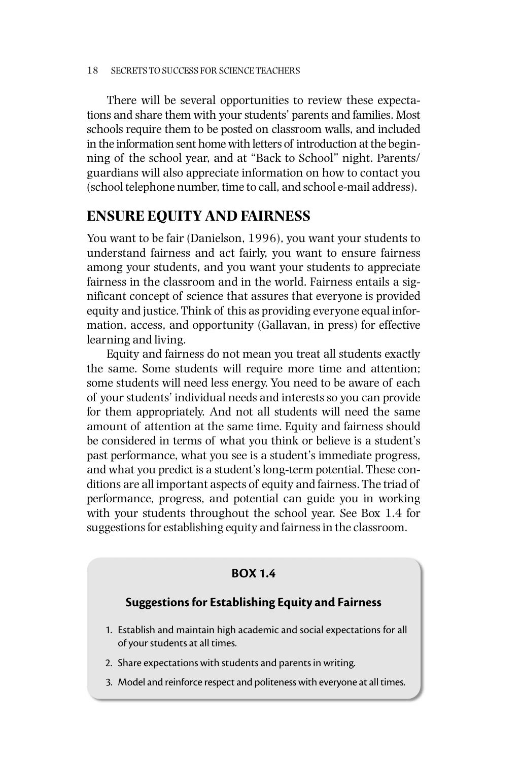There will be several opportunities to review these expectations and share them with your students' parents and families. Most schools require them to be posted on classroom walls, and included in the information sent home with letters of introduction at the beginning of the school year, and at "Back to School" night. Parents/guardians will also appreciate information on how to contact you (school telephone number, time to call, and school e-mail address).

## ENSURE EQUITY AND FAIRNESS

You want to be fair (Danielson, 1996), you want your students to understand fairness and act fairly, you want to ensure fairness among your students, and you want your students to appreciate fairness in the classroom and in the world. Fairness entails a significant concept of science that assures that everyone is provided equity and justice. Think of this as providing everyone equal information, access, and opportunity (Gallavan, in press) for effective learning and living.

Equity and fairness do not mean you treat all students exactly the same. Some students will require more time and attention; some students will need less energy. You need to be aware of each of your students' individual needs and interests so you can provide for them appropriately. And not all students will need the same amount of attention at the same time. Equity and fairness should be considered in terms of what you think or believe is a student's past performance, what you see is a student's immediate progress, and what you predict is a student's long-term potential. These conditions are all important aspects of equity and fairness. The triad of performance, progress, and potential can guide you in working with your students throughout the school year. See Box 1.4 for suggestions for establishing equity and fairness in the classroom.

### BOX 1.4

#### Suggestions for Establishing Equity and Fairness

1. Establish and maintain high academic and social expectations for all of your students at all times.
2. Share expectations with students and parents in writing.
3. Model and reinforce respect and politeness with everyone at all times.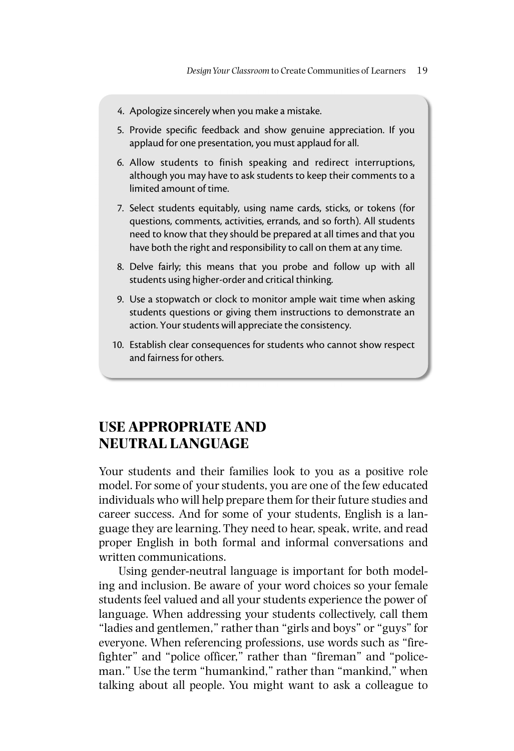4. Apologize sincerely when you make a mistake.
5. Provide specific feedback and show genuine appreciation. If you applaud for one presentation, you must applaud for all.
6. Allow students to finish speaking and redirect interruptions, although you may have to ask students to keep their comments to a limited amount of time.
7. Select students equitably, using name cards, sticks, or tokens (for questions, comments, activities, errands, and so forth). All students need to know that they should be prepared at all times and that you have both the right and responsibility to call on them at any time.
8. Delve fairly; this means that you probe and follow up with all students using higher-order and critical thinking.
9. Use a stopwatch or clock to monitor ample wait time when asking students questions or giving them instructions to demonstrate an action. Your students will appreciate the consistency.
10. Establish clear consequences for students who cannot show respect and fairness for others.

## USE APPROPRIATE AND NEUTRAL LANGUAGE

Your students and their families look to you as a positive role model. For some of your students, you are one of the few educated individuals who will help prepare them for their future studies and career success. And for some of your students, English is a language they are learning. They need to hear, speak, write, and read proper English in both formal and informal conversations and written communications.

Using gender-neutral language is important for both modeling and inclusion. Be aware of your word choices so your female students feel valued and all your students experience the power of language. When addressing your students collectively, call them "ladies and gentlemen," rather than "girls and boys" or "guys" for everyone. When referencing professions, use words such as "firefighter" and "police officer," rather than "fireman" and "policeman." Use the term "humankind," rather than "mankind," when talking about all people. You might want to ask a colleague to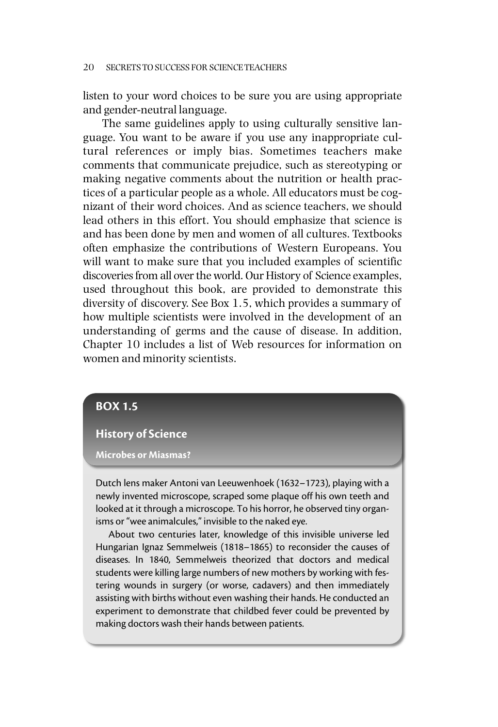listen to your word choices to be sure you are using appropriate and gender-neutral language.

The same guidelines apply to using culturally sensitive language. You want to be aware if you use any inappropriate cultural references or imply bias. Sometimes teachers make comments that communicate prejudice, such as stereotyping or making negative comments about the nutrition or health practices of a particular people as a whole. All educators must be cognizant of their word choices. And as science teachers, we should lead others in this effort. You should emphasize that science is and has been done by men and women of all cultures. Textbooks often emphasize the contributions of Western Europeans. You will want to make sure that you included examples of scientific discoveries from all over the world. Our History of Science examples, used throughout this book, are provided to demonstrate this diversity of discovery. See Box 1.5, which provides a summary of how multiple scientists were involved in the development of an understanding of germs and the cause of disease. In addition, Chapter 10 includes a list of Web resources for information on women and minority scientists.

## BOX 1.5

### History of Science

#### Microbes or Miasmas?

Dutch lens maker Antoni van Leeuwenhoek (1632–1723), playing with a newly invented microscope, scraped some plaque off his own teeth and looked at it through a microscope. To his horror, he observed tiny organisms or "wee animalcules," invisible to the naked eye.

About two centuries later, knowledge of this invisible universe led Hungarian Ignaz Semmelweis (1818–1865) to reconsider the causes of diseases. In 1840, Semmelweis theorized that doctors and medical students were killing large numbers of new mothers by working with festering wounds in surgery (or worse, cadavers) and then immediately assisting with births without even washing their hands. He conducted an experiment to demonstrate that childbed fever could be prevented by making doctors wash their hands between patients.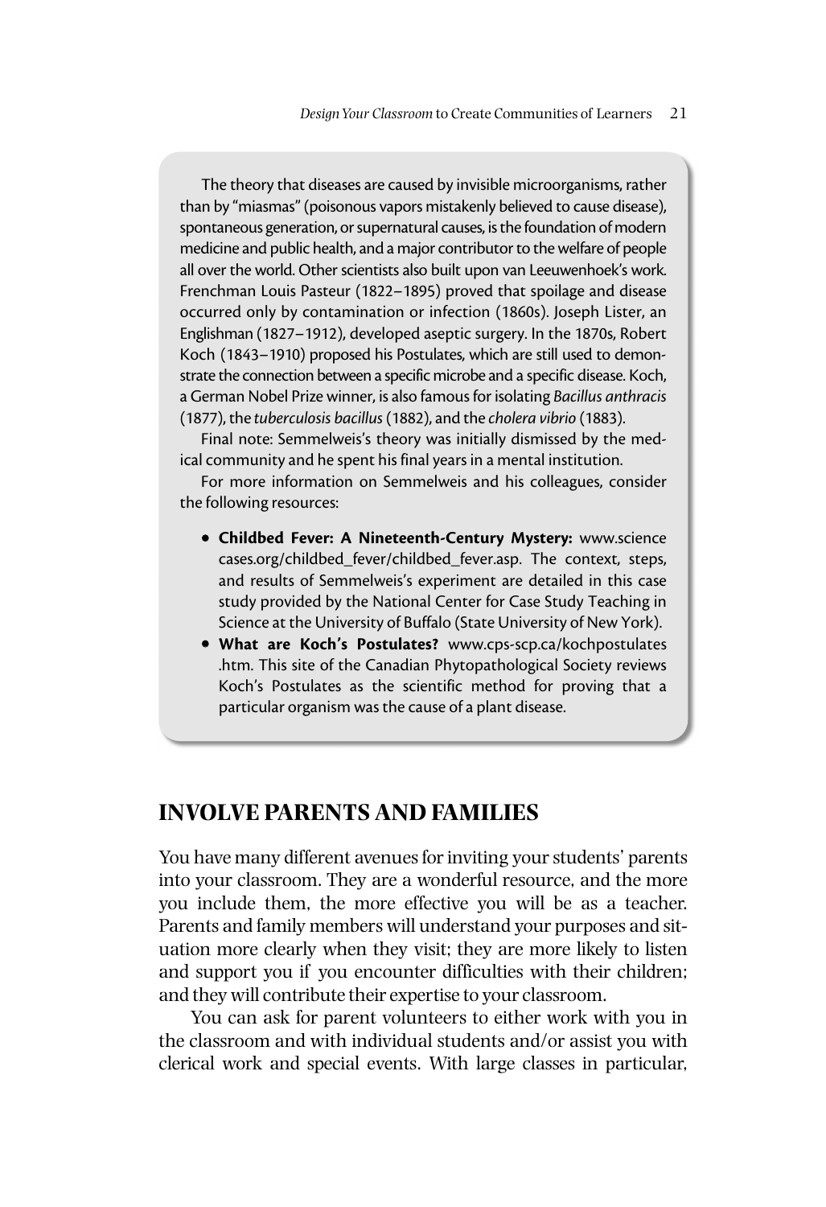The theory that diseases are caused by invisible microorganisms, rather than by "miasmas" (poisonous vapors mistakenly believed to cause disease), spontaneous generation, or supernatural causes, is the foundation of modern medicine and public health, and a major contributor to the welfare of people all over the world. Other scientists also built upon van Leeuwenhoek's work. Frenchman Louis Pasteur (1822–1895) proved that spoilage and disease occurred only by contamination or infection (1860s). Joseph Lister, an Englishman (1827–1912), developed aseptic surgery. In the 1870s, Robert Koch (1843–1910) proposed his Postulates, which are still used to demonstrate the connection between a specific microbe and a specific disease. Koch, a German Nobel Prize winner, is also famous for isolating *Bacillus anthracis* (1877), the *tuberculosis bacillus* (1882), and the *cholera vibrio* (1883).

Final note: Semmelweis's theory was initially dismissed by the medical community and he spent his final years in a mental institution.

For more information on Semmelweis and his colleagues, consider the following resources:

- **Childbed Fever: A Nineteenth-Century Mystery:** www.sciencecases.org/childbed_fever/childbed_fever.asp. The context, steps, and results of Semmelweis's experiment are detailed in this case study provided by the National Center for Case Study Teaching in Science at the University of Buffalo (State University of New York).
- **What are Koch's Postulates?** www.cps-scp.ca/kochpostulates.htm. This site of the Canadian Phytopathological Society reviews Koch's Postulates as the scientific method for proving that a particular organism was the cause of a plant disease.

## INVOLVE PARENTS AND FAMILIES

You have many different avenues for inviting your students' parents into your classroom. They are a wonderful resource, and the more you include them, the more effective you will be as a teacher. Parents and family members will understand your purposes and situation more clearly when they visit; they are more likely to listen and support you if you encounter difficulties with their children; and they will contribute their expertise to your classroom.

You can ask for parent volunteers to either work with you in the classroom and with individual students and/or assist you with clerical work and special events. With large classes in particular,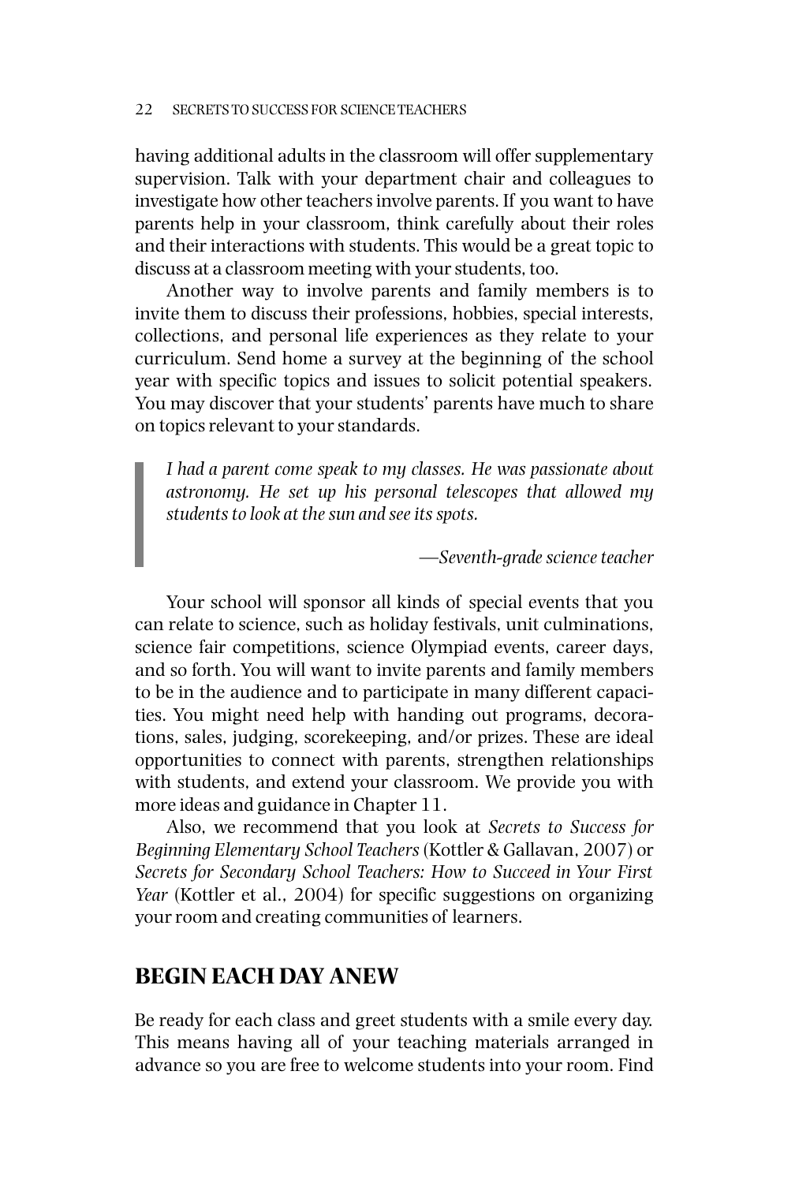having additional adults in the classroom will offer supplementary supervision. Talk with your department chair and colleagues to investigate how other teachers involve parents. If you want to have parents help in your classroom, think carefully about their roles and their interactions with students. This would be a great topic to discuss at a classroom meeting with your students, too.

Another way to involve parents and family members is to invite them to discuss their professions, hobbies, special interests, collections, and personal life experiences as they relate to your curriculum. Send home a survey at the beginning of the school year with specific topics and issues to solicit potential speakers. You may discover that your students' parents have much to share on topics relevant to your standards.

> *I had a parent come speak to my classes. He was passionate about astronomy. He set up his personal telescopes that allowed my students to look at the sun and see its spots.*
>
> —*Seventh-grade science teacher*

Your school will sponsor all kinds of special events that you can relate to science, such as holiday festivals, unit culminations, science fair competitions, science Olympiad events, career days, and so forth. You will want to invite parents and family members to be in the audience and to participate in many different capacities. You might need help with handing out programs, decorations, sales, judging, scorekeeping, and/or prizes. These are ideal opportunities to connect with parents, strengthen relationships with students, and extend your classroom. We provide you with more ideas and guidance in Chapter 11.

Also, we recommend that you look at *Secrets to Success for Beginning Elementary School Teachers* (Kottler & Gallavan, 2007) or *Secrets for Secondary School Teachers: How to Succeed in Your First Year* (Kottler et al., 2004) for specific suggestions on organizing your room and creating communities of learners.

## BEGIN EACH DAY ANEW

Be ready for each class and greet students with a smile every day. This means having all of your teaching materials arranged in advance so you are free to welcome students into your room. Find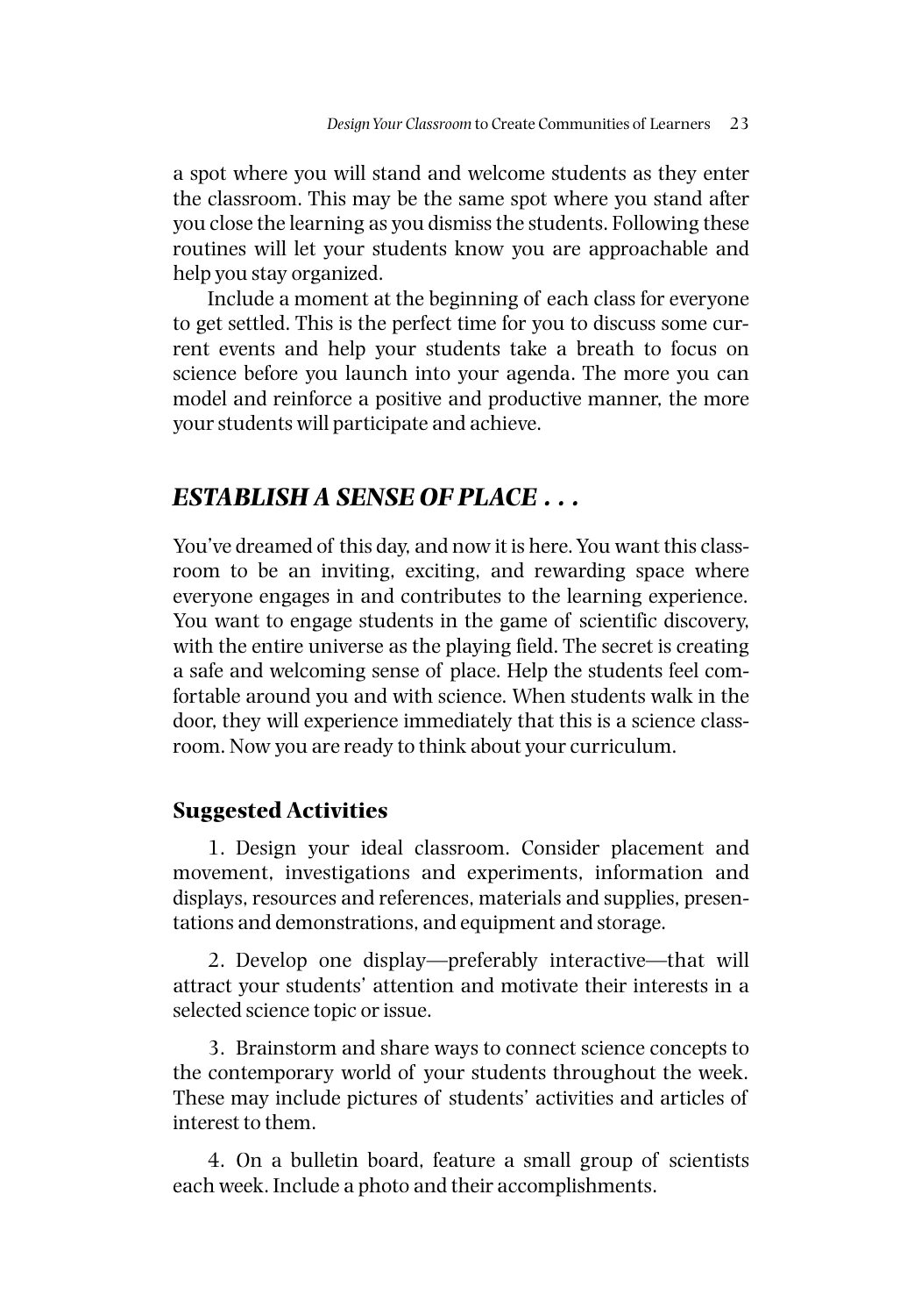a spot where you will stand and welcome students as they enter the classroom. This may be the same spot where you stand after you close the learning as you dismiss the students. Following these routines will let your students know you are approachable and help you stay organized.

Include a moment at the beginning of each class for everyone to get settled. This is the perfect time for you to discuss some current events and help your students take a breath to focus on science before you launch into your agenda. The more you can model and reinforce a positive and productive manner, the more your students will participate and achieve.

## *ESTABLISH A SENSE OF PLACE . . .*

You've dreamed of this day, and now it is here. You want this classroom to be an inviting, exciting, and rewarding space where everyone engages in and contributes to the learning experience. You want to engage students in the game of scientific discovery, with the entire universe as the playing field. The secret is creating a safe and welcoming sense of place. Help the students feel comfortable around you and with science. When students walk in the door, they will experience immediately that this is a science classroom. Now you are ready to think about your curriculum.

### Suggested Activities

1. Design your ideal classroom. Consider placement and movement, investigations and experiments, information and displays, resources and references, materials and supplies, presentations and demonstrations, and equipment and storage.

2. Develop one display—preferably interactive—that will attract your students' attention and motivate their interests in a selected science topic or issue.

3. Brainstorm and share ways to connect science concepts to the contemporary world of your students throughout the week. These may include pictures of students' activities and articles of interest to them.

4. On a bulletin board, feature a small group of scientists each week. Include a photo and their accomplishments.